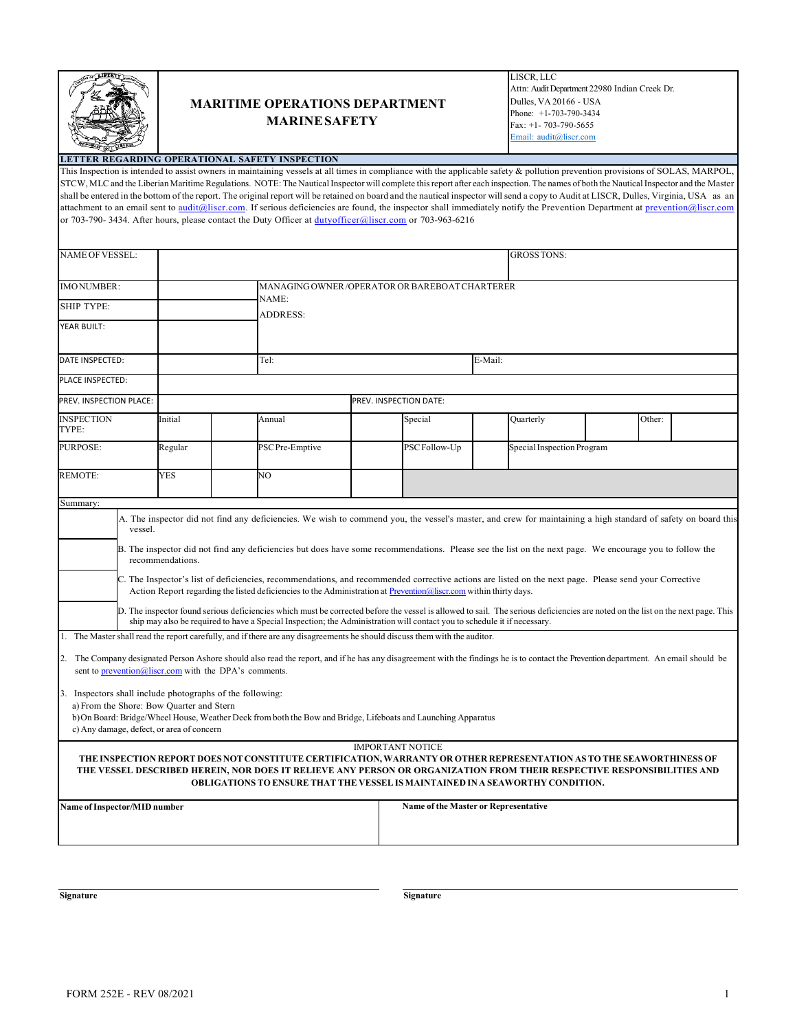# MARITIME OPERATIONS DEPARTMENT
## MARINE SAFETY

LISCR, LLC
Attn: Audit Department 22980 Indian Creek Dr.
Dulles, VA 20166 - USA
Phone: +1-703-790-3434
Fax: +1- 703-790-5655
Email: audit@liscr.com

**LETTER REGARDING OPERATIONAL SAFETY INSPECTION**

This Inspection is intended to assist owners in maintaining vessels at all times in compliance with the applicable safety & pollution prevention provisions of SOLAS, MARPOL, STCW, MLC and the Liberian Maritime Regulations. NOTE: The Nautical Inspector will complete this report after each inspection. The names of both the Nautical Inspector and the Master shall be entered in the bottom of the report. The original report will be retained on board and the nautical inspector will send a copy to Audit at LISCR, Dulles, Virginia, USA as an attachment to an email sent to audit@liscr.com. If serious deficiencies are found, the inspector shall immediately notify the Prevention Department at prevention@liscr.com or 703-790- 3434. After hours, please contact the Duty Officer at dutyofficer@liscr.com or 703-963-6216

| NAME OF VESSEL: | | | | | | GROSS TONS: | | | |
|---|---|---|---|---|---|---|---|---|---|
| IMO NUMBER: | | MANAGING OWNER/OPERATOR OR BAREBOAT CHARTERER NAME: | | | | | | | |
| SHIP TYPE: | | ADDRESS: | | | | | | | |
| YEAR BUILT: | | | | | | | | | |
| DATE INSPECTED: | | Tel: | | | E-Mail: | | | | |
| PLACE INSPECTED: | | | | | | | | | |
| PREV. INSPECTION PLACE: | | | PREV. INSPECTION DATE: | | | | | | |
| INSPECTION TYPE: | Initial | | Annual | | Special | | Quarterly | | Other: |
| PURPOSE: | Regular | | PSC Pre-Emptive | | PSC Follow-Up | | Special Inspection Program | | |
| REMOTE: | YES | | NO | | | | | | |

Summary:

| | |
|---|---|
| | A. The inspector did not find any deficiencies. We wish to commend you, the vessel's master, and crew for maintaining a high standard of safety on board this vessel. |
| | B. The inspector did not find any deficiencies but does have some recommendations. Please see the list on the next page. We encourage you to follow the recommendations. |
| | C. The Inspector's list of deficiencies, recommendations, and recommended corrective actions are listed on the next page. Please send your Corrective Action Report regarding the listed deficiencies to the Administration at Prevention@liscr.com within thirty days. |
| | D. The inspector found serious deficiencies which must be corrected before the vessel is allowed to sail. The serious deficiencies are noted on the list on the next page. This ship may also be required to have a Special Inspection; the Administration will contact you to schedule it if necessary. |

1. The Master shall read the report carefully, and if there are any disagreements he should discuss them with the auditor.
2. The Company designated Person Ashore should also read the report, and if he has any disagreement with the findings he is to contact the Prevention department. An email should be sent to prevention@liscr.com with the DPA's comments.
3. Inspectors shall include photographs of the following:
   a) From the Shore: Bow Quarter and Stern
   b) On Board: Bridge/Wheel House, Weather Deck from both the Bow and Bridge, Lifeboats and Launching Apparatus
   c) Any damage, defect, or area of concern

IMPORTANT NOTICE

**THE INSPECTION REPORT DOES NOT CONSTITUTE CERTIFICATION, WARRANTY OR OTHER REPRESENTATION AS TO THE SEAWORTHINESS OF THE VESSEL DESCRIBED HEREIN, NOR DOES IT RELIEVE ANY PERSON OR ORGANIZATION FROM THEIR RESPECTIVE RESPONSIBILITIES AND OBLIGATIONS TO ENSURE THAT THE VESSEL IS MAINTAINED IN A SEAWORTHY CONDITION.**

| **Name of Inspector/MID number** | **Name of the Master or Representative** |
|---|---|
| | |

**Signature** | **Signature**

FORM 252E - REV 08/2021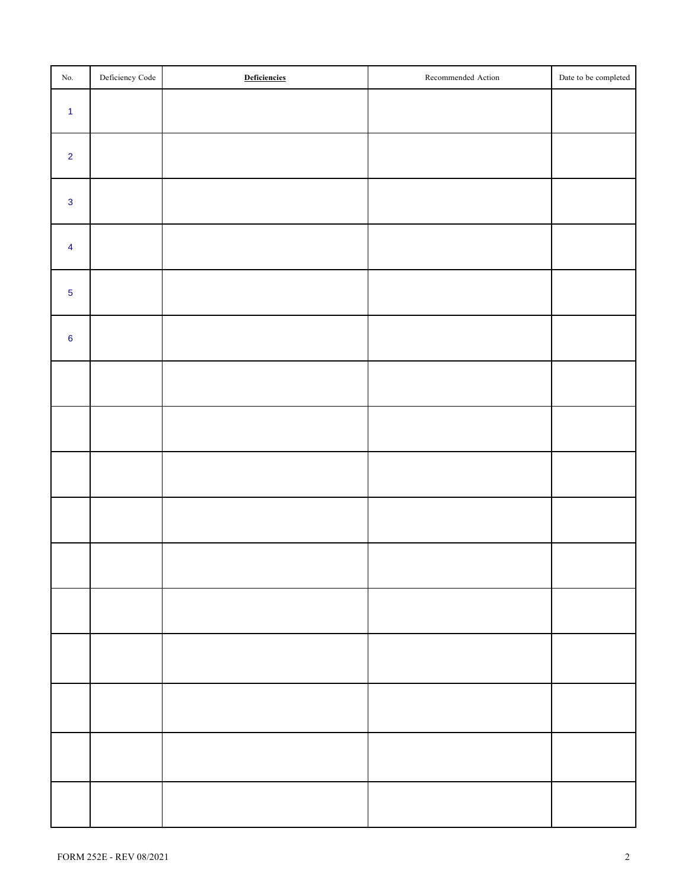| No. | Deficiency Code | **Deficiencies** | Recommended Action | Date to be completed |
| --- | --- | --- | --- | --- |
| 1 | | | | |
| 2 | | | | |
| 3 | | | | |
| 4 | | | | |
| 5 | | | | |
| 6 | | | | |
| | | | | |
| | | | | |
| | | | | |
| | | | | |
| | | | | |
| | | | | |
| | | | | |
| | | | | |
| | | | | |
| | | | | |

FORM 252E - REV 08/2021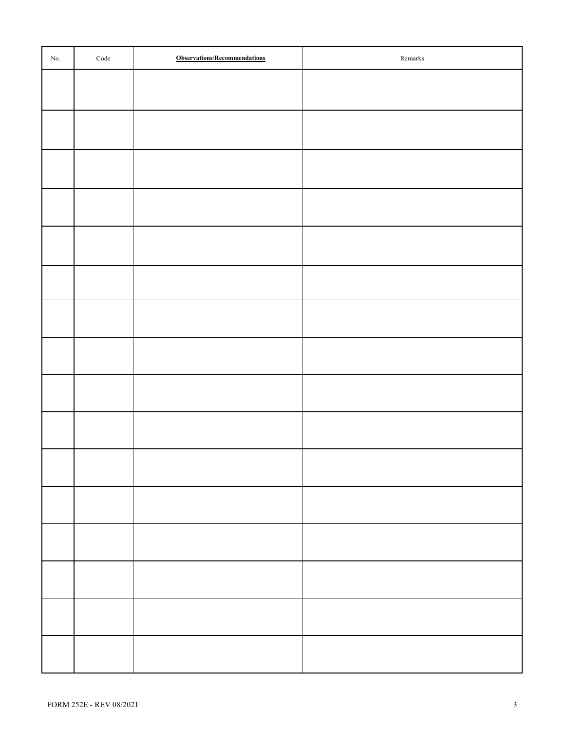| No. | Code | **Observations/Recommendations** | Remarks |
|---|---|---|---|
| | | | |
| | | | |
| | | | |
| | | | |
| | | | |
| | | | |
| | | | |
| | | | |
| | | | |
| | | | |
| | | | |
| | | | |
| | | | |
| | | | |
| | | | |
| | | | |

FORM 252E - REV 08/2021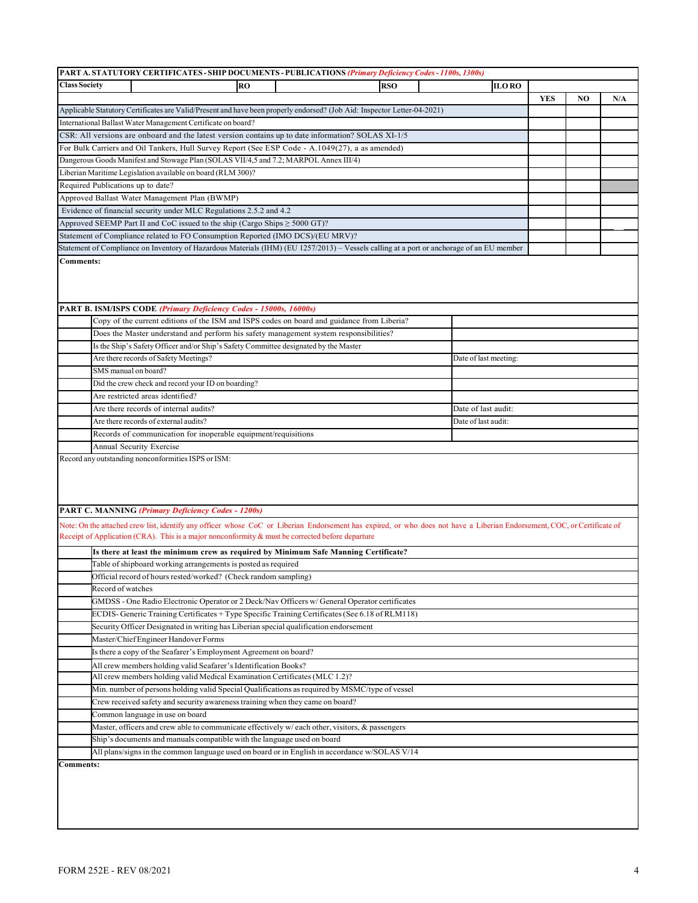| **PART A. STATUTORY CERTIFICATES - SHIP DOCUMENTS - PUBLICATIONS** *(Primary Deficiency Codes - 1100s, 1300s)* | | | |
|---|---|---|---|
| **Class Society** \| \| **RO** \| \| **RSO** \| \| **ILO RO** | | | |
| | **YES** | **NO** | **N/A** |
| Applicable Statutory Certificates are Valid/Present and have been properly endorsed? (Job Aid: Inspector Letter-04-2021) | | | |
| International Ballast Water Management Certificate on board? | | | |
| CSR: All versions are onboard and the latest version contains up to date information? SOLAS XI-1/5 | | | |
| For Bulk Carriers and Oil Tankers, Hull Survey Report (See ESP Code - A.1049(27), a as amended) | | | |
| Dangerous Goods Manifest and Stowage Plan (SOLAS VII/4,5 and 7.2; MARPOL Annex III/4) | | | |
| Liberian Maritime Legislation available on board (RLM 300)? | | | |
| Required Publications up to date? | | | |
| Approved Ballast Water Management Plan (BWMP) | | | |
| Evidence of financial security under MLC Regulations 2.5.2 and 4.2 | | | |
| Approved SEEMP Part II and CoC issued to the ship (Cargo Ships ≥ 5000 GT)? | | | |
| Statement of Compliance related to FO Consumption Reported (IMO DCS)/(EU MRV)? | | | |
| Statement of Compliance on Inventory of Hazardous Materials (IHM) (EU 1257/2013) – Vessels calling at a port or anchorage of an EU member | | | |

**Comments:**

| **PART B. ISM/ISPS CODE** *(Primary Deficiency Codes - 15000s, 16000s)* | | |
|---|---|---|
| | Copy of the current editions of the ISM and ISPS codes on board and guidance from Liberia? | |
| | Does the Master understand and perform his safety management system responsibilities? | |
| | Is the Ship's Safety Officer and/or Ship's Safety Committee designated by the Master | |
| | Are there records of Safety Meetings? | Date of last meeting: |
| | SMS manual on board? | |
| | Did the crew check and record your ID on boarding? | |
| | Are restricted areas identified? | |
| | Are there records of internal audits? | Date of last audit: |
| | Are there records of external audits? | Date of last audit: |
| | Records of communication for inoperable equipment/requisitions | |
| | Annual Security Exercise | |

Record any outstanding nonconformities ISPS or ISM:

**PART C. MANNING** *(Primary Deficiency Codes - 1200s)*

Note: On the attached crew list, identify any officer whose CoC or Liberian Endorsement has expired, or who does not have a Liberian Endorsement, COC, or Certificate of Receipt of Application (CRA). This is a major nonconformity & must be corrected before departure

| | |
|---|---|
| | **Is there at least the minimum crew as required by Minimum Safe Manning Certificate?** |
| | Table of shipboard working arrangements is posted as required |
| | Official record of hours rested/worked? (Check random sampling) |
| | Record of watches |
| | GMDSS - One Radio Electronic Operator or 2 Deck/Nav Officers w/ General Operator certificates |
| | ECDIS- Generic Training Certificates + Type Specific Training Certificates (See 6.18 of RLM118) |
| | Security Officer Designated in writing has Liberian special qualification endorsement |
| | Master/Chief Engineer Handover Forms |
| | Is there a copy of the Seafarer's Employment Agreement on board? |
| | All crew members holding valid Seafarer's Identification Books? |
| | All crew members holding valid Medical Examination Certificates (MLC 1.2)? |
| | Min. number of persons holding valid Special Qualifications as required by MSMC/type of vessel |
| | Crew received safety and security awareness training when they came on board? |
| | Common language in use on board |
| | Master, officers and crew able to communicate effectively w/ each other, visitors, & passengers |
| | Ship's documents and manuals compatible with the language used on board |
| | All plans/signs in the common language used on board or in English in accordance w/SOLAS V/14 |

**Comments:**

FORM 252E - REV 08/2021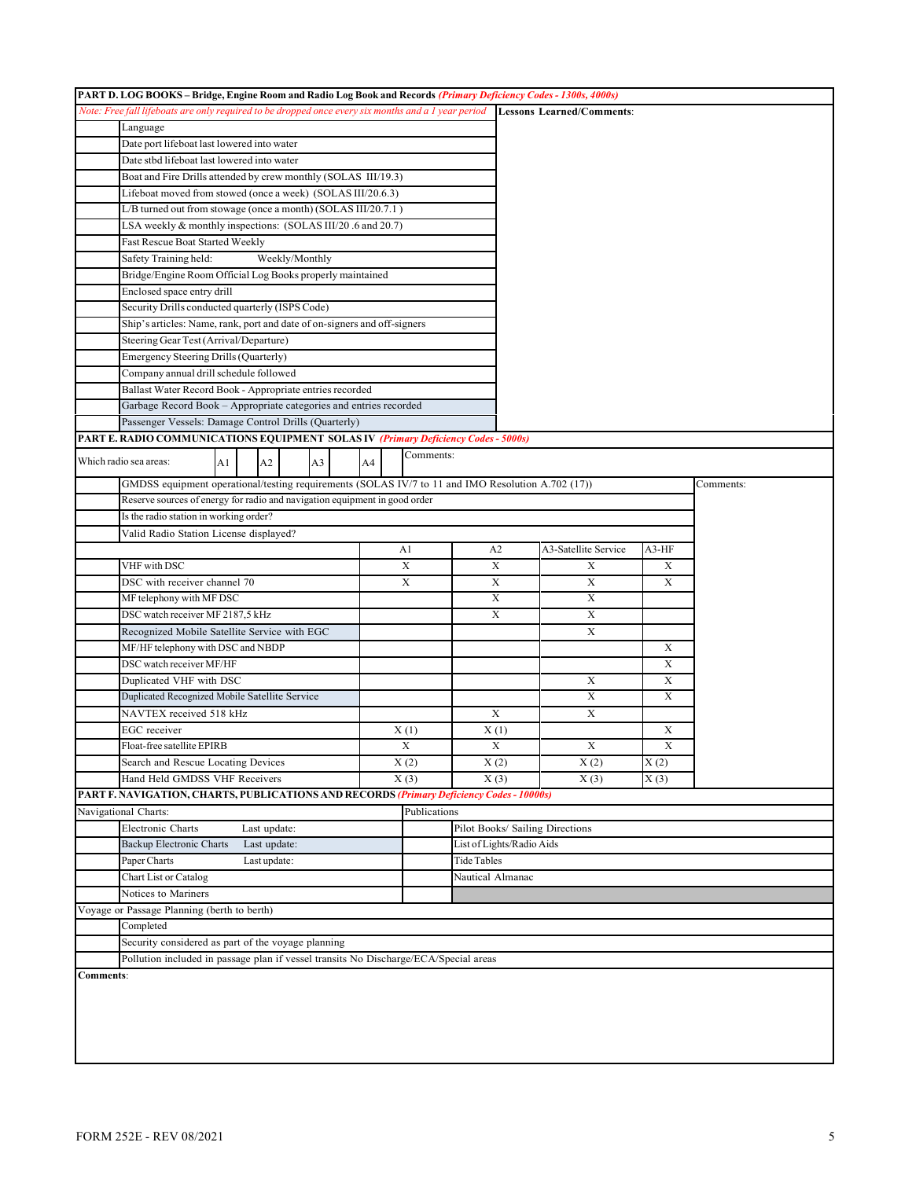**PART D. LOG BOOKS – Bridge, Engine Room and Radio Log Book and Records** *(Primary Deficiency Codes - 1300s, 4000s)*

*Note: Free fall lifeboats are only required to be dropped once every six months and a 1 year period*

| | Item | **Lessons Learned/Comments**: |
|---|---|---|
| | Language | |
| | Date port lifeboat last lowered into water | |
| | Date stbd lifeboat last lowered into water | |
| | Boat and Fire Drills attended by crew monthly (SOLAS III/19.3) | |
| | Lifeboat moved from stowed (once a week) (SOLAS III/20.6.3) | |
| | L/B turned out from stowage (once a month) (SOLAS III/20.7.1 ) | |
| | LSA weekly & monthly inspections: (SOLAS III/20 .6 and 20.7) | |
| | Fast Rescue Boat Started Weekly | |
| | Safety Training held: Weekly/Monthly | |
| | Bridge/Engine Room Official Log Books properly maintained | |
| | Enclosed space entry drill | |
| | Security Drills conducted quarterly (ISPS Code) | |
| | Ship's articles: Name, rank, port and date of on-signers and off-signers | |
| | Steering Gear Test (Arrival/Departure) | |
| | Emergency Steering Drills (Quarterly) | |
| | Company annual drill schedule followed | |
| | Ballast Water Record Book - Appropriate entries recorded | |
| | Garbage Record Book – Appropriate categories and entries recorded | |
| | Passenger Vessels: Damage Control Drills (Quarterly) | |

**PART E. RADIO COMMUNICATIONS EQUIPMENT SOLAS IV** *(Primary Deficiency Codes - 5000s)*

| Which radio sea areas: | A1 | | A2 | | A3 | | A4 | | Comments: |
|---|---|---|---|---|---|---|---|---|---|

| | Item | A1 | A2 | A3-Satellite Service | A3-HF | Comments: |
|---|---|---|---|---|---|---|
| | GMDSS equipment operational/testing requirements (SOLAS IV/7 to 11 and IMO Resolution A.702 (17)) | | | | | |
| | Reserve sources of energy for radio and navigation equipment in good order | | | | | |
| | Is the radio station in working order? | | | | | |
| | Valid Radio Station License displayed? | | | | | |
| | | A1 | A2 | A3-Satellite Service | A3-HF | |
| | VHF with DSC | X | X | X | X | |
| | DSC with receiver channel 70 | X | X | X | X | |
| | MF telephony with MF DSC | | X | X | | |
| | DSC watch receiver MF 2187,5 kHz | | X | X | | |
| | Recognized Mobile Satellite Service with EGC | | | X | | |
| | MF/HF telephony with DSC and NBDP | | | | X | |
| | DSC watch receiver MF/HF | | | | X | |
| | Duplicated VHF with DSC | | | X | X | |
| | Duplicated Recognized Mobile Satellite Service | | | X | X | |
| | NAVTEX received 518 kHz | | X | X | | |
| | EGC receiver | X (1) | X (1) | | X | |
| | Float-free satellite EPIRB | X | X | X | X | |
| | Search and Rescue Locating Devices | X (2) | X (2) | X (2) | X (2) | |
| | Hand Held GMDSS VHF Receivers | X (3) | X (3) | X (3) | X (3) | |

**PART F. NAVIGATION, CHARTS, PUBLICATIONS AND RECORDS** *(Primary Deficiency Codes - 10000s)*

| Navigational Charts: | | Publications | |
|---|---|---|---|
| | Electronic Charts Last update: | | Pilot Books/ Sailing Directions |
| | Backup Electronic Charts Last update: | | List of Lights/Radio Aids |
| | Paper Charts Last update: | | Tide Tables |
| | Chart List or Catalog | | Nautical Almanac |
| | Notices to Mariners | | |

| Voyage or Passage Planning (berth to berth) | |
|---|---|
| | Completed |
| | Security considered as part of the voyage planning |
| | Pollution included in passage plan if vessel transits No Discharge/ECA/Special areas |

**Comments**: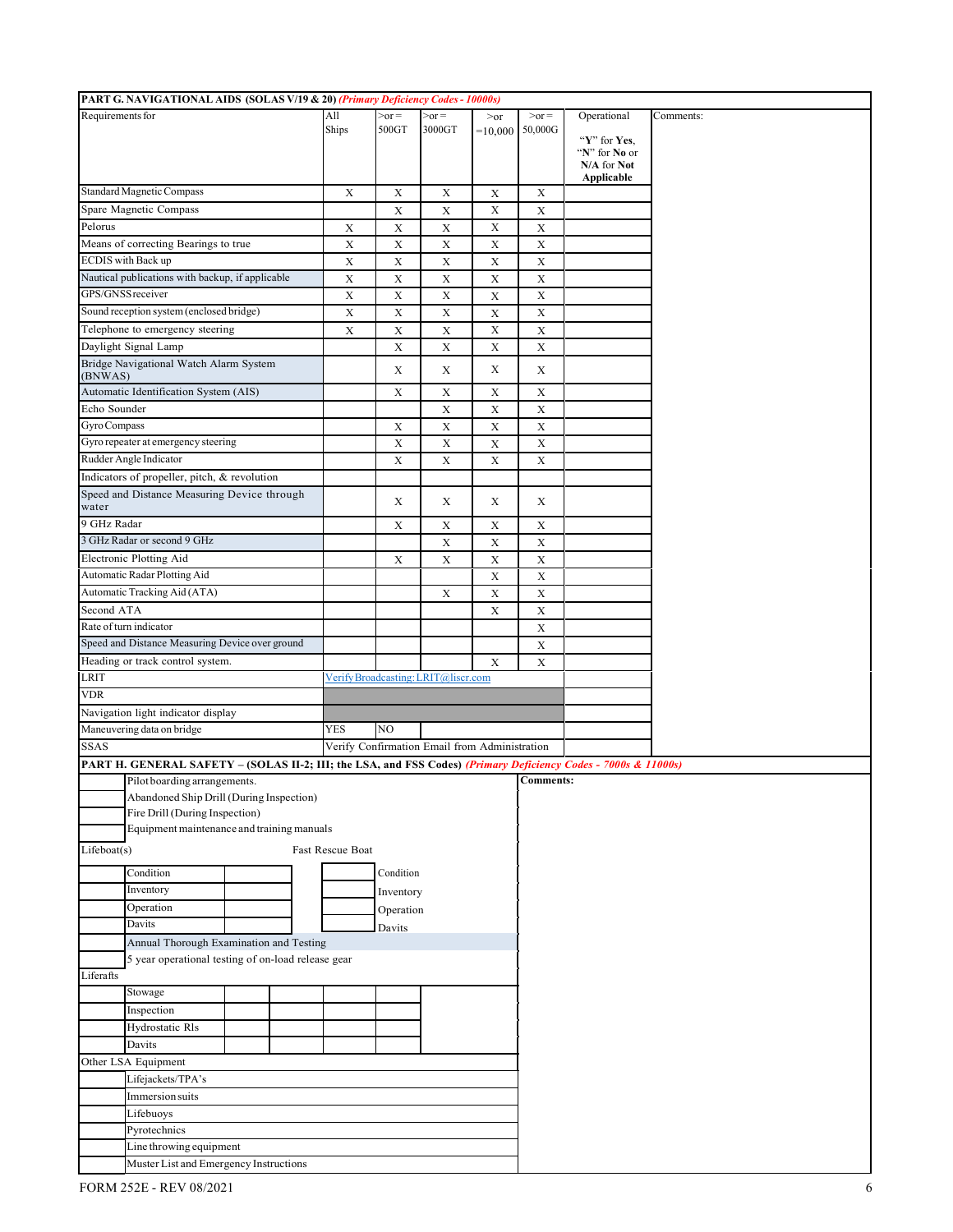## PART G. NAVIGATIONAL AIDS (SOLAS V/19 & 20) *(Primary Deficiency Codes - 10000s)*

| Requirements for | All Ships | >or = 500GT | >or = 3000GT | >or =10,000 | >or = 50,000G | Operational "Y" for **Yes**, "N" for **No** or N/A for **Not Applicable** | Comments: |
|---|---|---|---|---|---|---|---|
| Standard Magnetic Compass | X | X | X | X | X | | |
| Spare Magnetic Compass | | X | X | X | X | | |
| Pelorus | X | X | X | X | X | | |
| Means of correcting Bearings to true | X | X | X | X | X | | |
| ECDIS with Back up | X | X | X | X | X | | |
| Nautical publications with backup, if applicable | X | X | X | X | X | | |
| GPS/GNSS receiver | X | X | X | X | X | | |
| Sound reception system (enclosed bridge) | X | X | X | X | X | | |
| Telephone to emergency steering | X | X | X | X | X | | |
| Daylight Signal Lamp | | X | X | X | X | | |
| Bridge Navigational Watch Alarm System (BNWAS) | | X | X | X | X | | |
| Automatic Identification System (AIS) | | X | X | X | X | | |
| Echo Sounder | | | X | X | X | | |
| Gyro Compass | | X | X | X | X | | |
| Gyro repeater at emergency steering | | X | X | X | X | | |
| Rudder Angle Indicator | | X | X | X | X | | |
| Indicators of propeller, pitch, & revolution | | | | | | | |
| Speed and Distance Measuring Device through water | | X | X | X | X | | |
| 9 GHz Radar | | X | X | X | X | | |
| 3 GHz Radar or second 9 GHz | | | X | X | X | | |
| Electronic Plotting Aid | | X | X | X | X | | |
| Automatic Radar Plotting Aid | | | | X | X | | |
| Automatic Tracking Aid (ATA) | | | X | X | X | | |
| Second ATA | | | | X | X | | |
| Rate of turn indicator | | | | | X | | |
| Speed and Distance Measuring Device over ground | | | | | X | | |
| Heading or track control system. | | | | X | X | | |
| LRIT | Verify Broadcasting: LRIT@liscr.com | | | | | | |
| VDR | | | | | | | |
| Navigation light indicator display | | | | | | | |
| Maneuvering data on bridge | YES | NO | | | | | |
| SSAS | Verify Confirmation Email from Administration | | | | | | |

## PART H. GENERAL SAFETY – (SOLAS II-2; III; the LSA, and FSS Codes) *(Primary Deficiency Codes - 7000s & 11000s)*

| | Item | Comments: |
|---|---|---|
| | Pilot boarding arrangements. | |
| | Abandoned Ship Drill (During Inspection) | |
| | Fire Drill (During Inspection) | |
| | Equipment maintenance and training manuals | |

**Lifeboat(s)**

| | Item | |
|---|---|---|
| | Condition | |
| | Inventory | |
| | Operation | |
| | Davits | |
| | Annual Thorough Examination and Testing | |
| | 5 year operational testing of on-load release gear | |

**Fast Rescue Boat**

| | Item |
|---|---|
| | Condition |
| | Inventory |
| | Operation |
| | Davits |

**Liferafts**

| | Item | | | | |
|---|---|---|---|---|---|
| | Stowage | | | | |
| | Inspection | | | | |
| | Hydrostatic Rls | | | | |
| | Davits | | | | |

**Other LSA Equipment**

| | Item |
|---|---|
| | Lifejackets/TPA's |
| | Immersion suits |
| | Lifebuoys |
| | Pyrotechnics |
| | Line throwing equipment |
| | Muster List and Emergency Instructions |

FORM 252E - REV 08/2021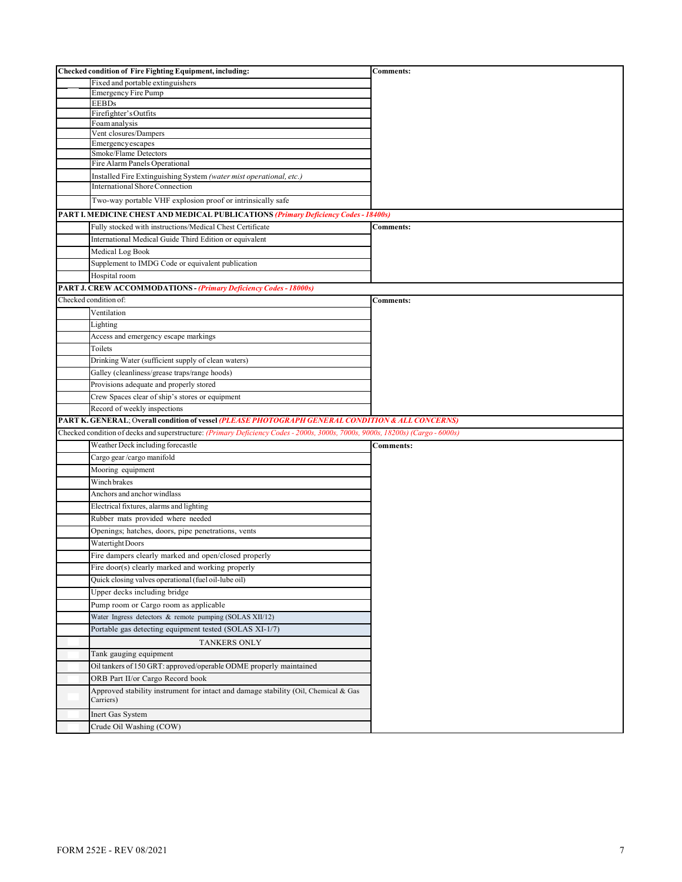| | Checked condition of Fire Fighting Equipment, including: | Comments: |
|---|---|---|
| | Fixed and portable extinguishers | |
| | Emergency Fire Pump | |
| | EEBDs | |
| | Firefighter's Outfits | |
| | Foam analysis | |
| | Vent closures/Dampers | |
| | Emergency escapes | |
| | Smoke/Flame Detectors | |
| | Fire Alarm Panels Operational | |
| | Installed Fire Extinguishing System *(water mist operational, etc.)* | |
| | International Shore Connection | |
| | Two-way portable VHF explosion proof or intrinsically safe | |

**PART I. MEDICINE CHEST AND MEDICAL PUBLICATIONS** ***(Primary Deficiency Codes - 18400s)***

| | | Comments: |
|---|---|---|
| | Fully stocked with instructions/Medical Chest Certificate | |
| | International Medical Guide Third Edition or equivalent | |
| | Medical Log Book | |
| | Supplement to IMDG Code or equivalent publication | |
| | Hospital room | |

**PART J. CREW ACCOMMODATIONS -** ***(Primary Deficiency Codes - 18000s)***

| | Checked condition of: | Comments: |
|---|---|---|
| | Ventilation | |
| | Lighting | |
| | Access and emergency escape markings | |
| | Toilets | |
| | Drinking Water (sufficient supply of clean waters) | |
| | Galley (cleanliness/grease traps/range hoods) | |
| | Provisions adequate and properly stored | |
| | Crew Spaces clear of ship's stores or equipment | |
| | Record of weekly inspections | |

**PART K. GENERAL**; **Overall condition of vessel** ***(PLEASE PHOTOGRAPH GENERAL CONDITION & ALL CONCERNS)***

Checked condition of decks and superstructure: *(Primary Deficiency Codes - 2000s, 3000s, 7000s, 9000s, 18200s) (Cargo - 6000s)*

| | | Comments: |
|---|---|---|
| | Weather Deck including forecastle | |
| | Cargo gear /cargo manifold | |
| | Mooring equipment | |
| | Winch brakes | |
| | Anchors and anchor windlass | |
| | Electrical fixtures, alarms and lighting | |
| | Rubber mats provided where needed | |
| | Openings; hatches, doors, pipe penetrations, vents | |
| | Watertight Doors | |
| | Fire dampers clearly marked and open/closed properly | |
| | Fire door(s) clearly marked and working properly | |
| | Quick closing valves operational (fuel oil-lube oil) | |
| | Upper decks including bridge | |
| | Pump room or Cargo room as applicable | |
| | Water Ingress detectors & remote pumping (SOLAS XII/12) | |
| | Portable gas detecting equipment tested (SOLAS XI-1/7) | |
| | TANKERS ONLY | |
| | Tank gauging equipment | |
| | Oil tankers of 150 GRT: approved/operable ODME properly maintained | |
| | ORB Part II/or Cargo Record book | |
| | Approved stability instrument for intact and damage stability (Oil, Chemical & Gas Carriers) | |
| | Inert Gas System | |
| | Crude Oil Washing (COW) | |

FORM 252E - REV 08/2021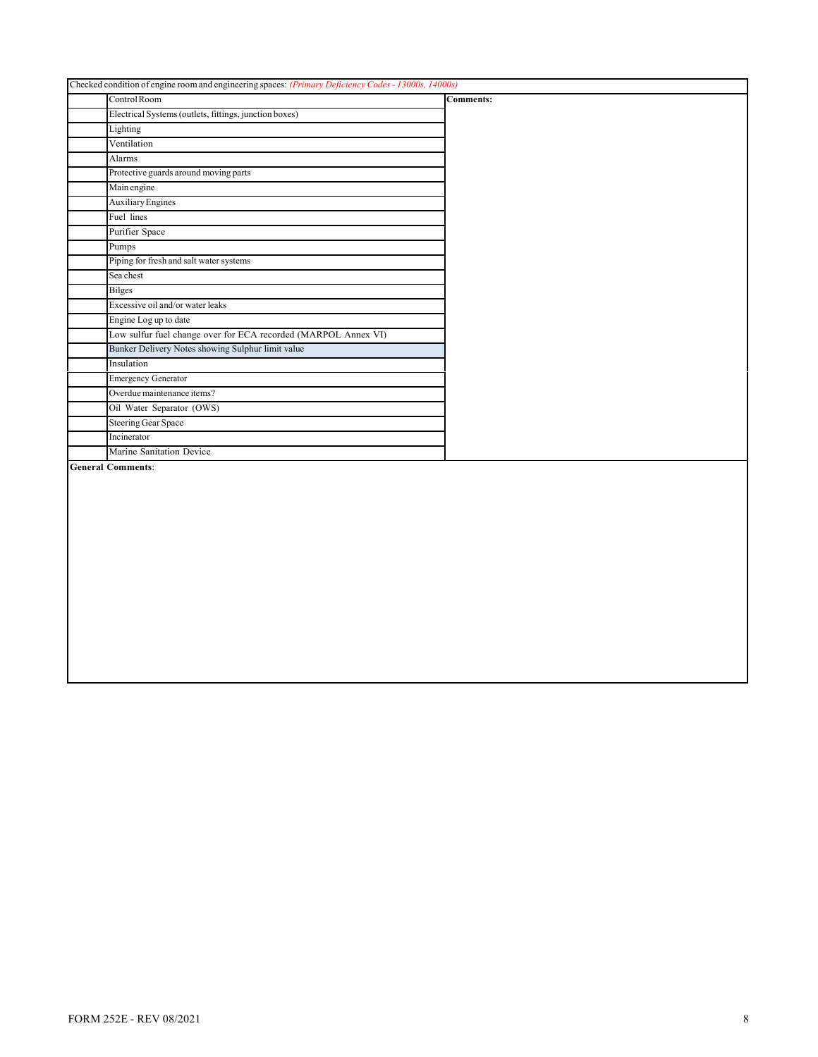| Checked condition of engine room and engineering spaces: *(Primary Deficiency Codes - 13000s, 14000s)* | | |
| --- | --- | --- |
| | Control Room | **Comments:** |
| | Electrical Systems (outlets, fittings, junction boxes) | |
| | Lighting | |
| | Ventilation | |
| | Alarms | |
| | Protective guards around moving parts | |
| | Main engine | |
| | Auxiliary Engines | |
| | Fuel lines | |
| | Purifier Space | |
| | Pumps | |
| | Piping for fresh and salt water systems | |
| | Sea chest | |
| | Bilges | |
| | Excessive oil and/or water leaks | |
| | Engine Log up to date | |
| | Low sulfur fuel change over for ECA recorded (MARPOL Annex VI) | |
| | Bunker Delivery Notes showing Sulphur limit value | |
| | Insulation | |
| | Emergency Generator | |
| | Overdue maintenance items? | |
| | Oil Water Separator (OWS) | |
| | Steering Gear Space | |
| | Incinerator | |
| | Marine Sanitation Device | |

**General Comments**:

FORM 252E - REV 08/2021